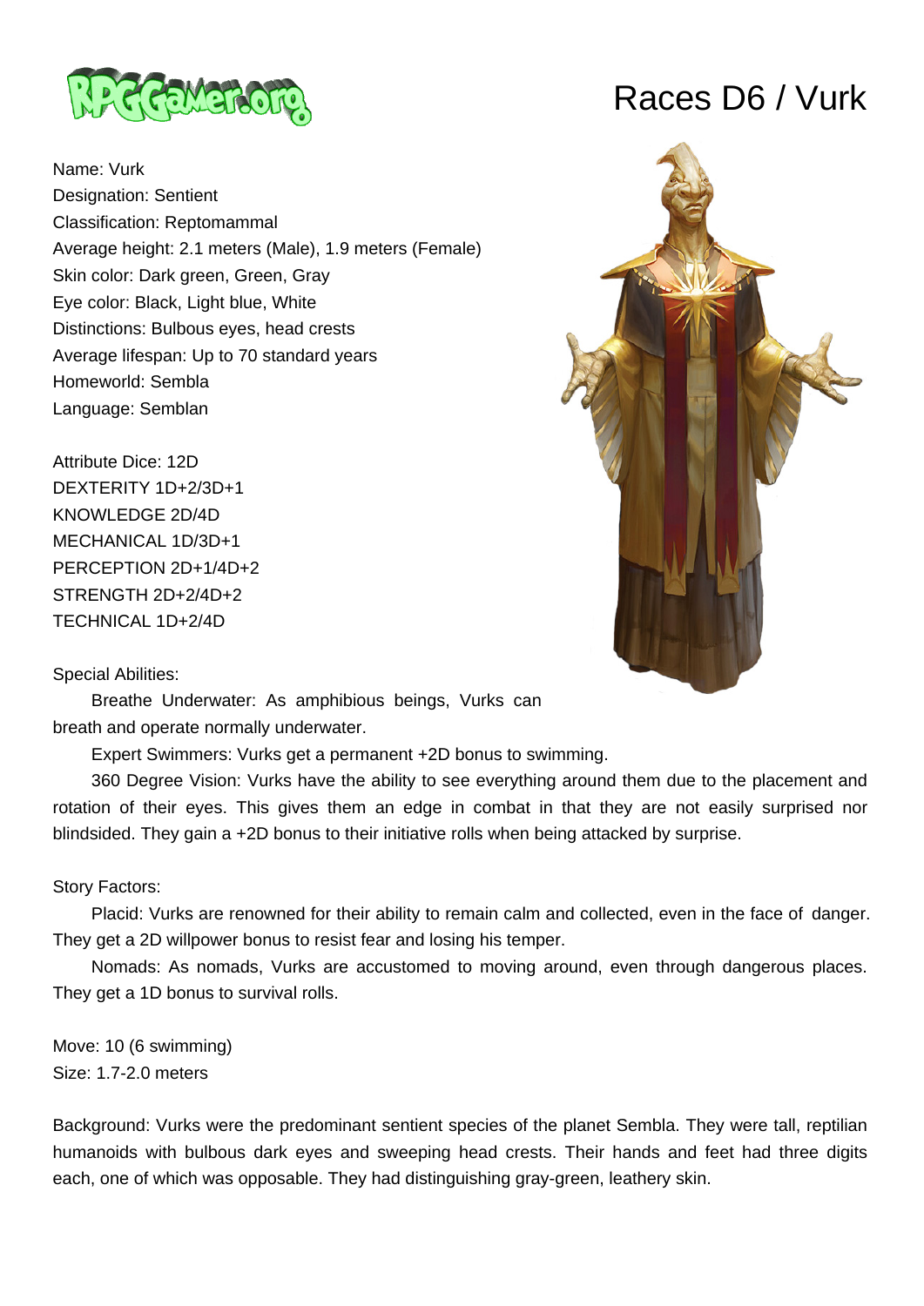# Races D6 / Vurk

Name: Vurk
Designation: Sentient
Classification: Reptomammal
Average height: 2.1 meters (Male), 1.9 meters (Female)
Skin color: Dark green, Green, Gray
Eye color: Black, Light blue, White
Distinctions: Bulbous eyes, head crests
Average lifespan: Up to 70 standard years
Homeworld: Sembla
Language: Semblan

Attribute Dice: 12D
DEXTERITY 1D+2/3D+1
KNOWLEDGE 2D/4D
MECHANICAL 1D/3D+1
PERCEPTION 2D+1/4D+2
STRENGTH 2D+2/4D+2
TECHNICAL 1D+2/4D

Special Abilities:

Breathe Underwater: As amphibious beings, Vurks can breath and operate normally underwater.

Expert Swimmers: Vurks get a permanent +2D bonus to swimming.

360 Degree Vision: Vurks have the ability to see everything around them due to the placement and rotation of their eyes. This gives them an edge in combat in that they are not easily surprised nor blindsided. They gain a +2D bonus to their initiative rolls when being attacked by surprise.

Story Factors:

Placid: Vurks are renowned for their ability to remain calm and collected, even in the face of danger. They get a 2D willpower bonus to resist fear and losing his temper.

Nomads: As nomads, Vurks are accustomed to moving around, even through dangerous places. They get a 1D bonus to survival rolls.

Move: 10 (6 swimming)
Size: 1.7-2.0 meters

Background: Vurks were the predominant sentient species of the planet Sembla. They were tall, reptilian humanoids with bulbous dark eyes and sweeping head crests. Their hands and feet had three digits each, one of which was opposable. They had distinguishing gray-green, leathery skin.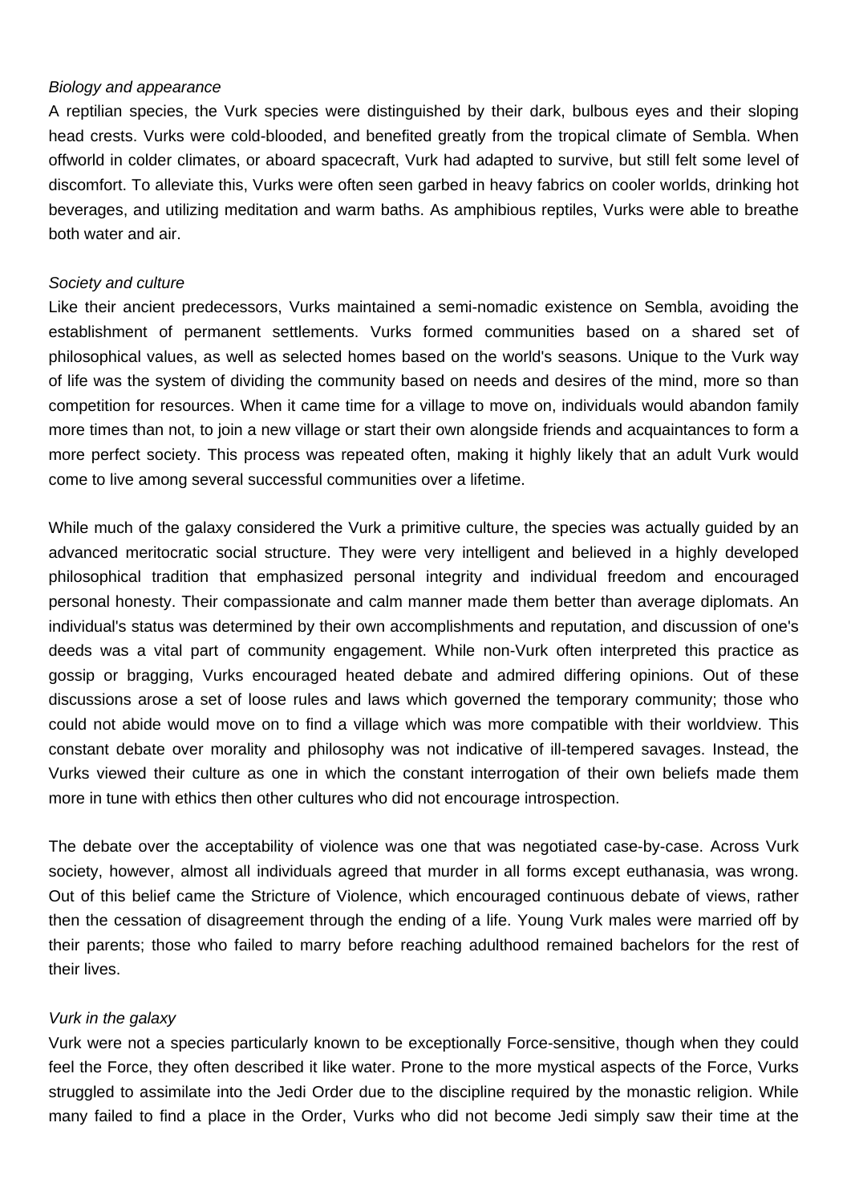*Biology and appearance*

A reptilian species, the Vurk species were distinguished by their dark, bulbous eyes and their sloping head crests. Vurks were cold-blooded, and benefited greatly from the tropical climate of Sembla. When offworld in colder climates, or aboard spacecraft, Vurk had adapted to survive, but still felt some level of discomfort. To alleviate this, Vurks were often seen garbed in heavy fabrics on cooler worlds, drinking hot beverages, and utilizing meditation and warm baths. As amphibious reptiles, Vurks were able to breathe both water and air.

*Society and culture*

Like their ancient predecessors, Vurks maintained a semi-nomadic existence on Sembla, avoiding the establishment of permanent settlements. Vurks formed communities based on a shared set of philosophical values, as well as selected homes based on the world's seasons. Unique to the Vurk way of life was the system of dividing the community based on needs and desires of the mind, more so than competition for resources. When it came time for a village to move on, individuals would abandon family more times than not, to join a new village or start their own alongside friends and acquaintances to form a more perfect society. This process was repeated often, making it highly likely that an adult Vurk would come to live among several successful communities over a lifetime.

While much of the galaxy considered the Vurk a primitive culture, the species was actually guided by an advanced meritocratic social structure. They were very intelligent and believed in a highly developed philosophical tradition that emphasized personal integrity and individual freedom and encouraged personal honesty. Their compassionate and calm manner made them better than average diplomats. An individual's status was determined by their own accomplishments and reputation, and discussion of one's deeds was a vital part of community engagement. While non-Vurk often interpreted this practice as gossip or bragging, Vurks encouraged heated debate and admired differing opinions. Out of these discussions arose a set of loose rules and laws which governed the temporary community; those who could not abide would move on to find a village which was more compatible with their worldview. This constant debate over morality and philosophy was not indicative of ill-tempered savages. Instead, the Vurks viewed their culture as one in which the constant interrogation of their own beliefs made them more in tune with ethics then other cultures who did not encourage introspection.

The debate over the acceptability of violence was one that was negotiated case-by-case. Across Vurk society, however, almost all individuals agreed that murder in all forms except euthanasia, was wrong. Out of this belief came the Stricture of Violence, which encouraged continuous debate of views, rather then the cessation of disagreement through the ending of a life. Young Vurk males were married off by their parents; those who failed to marry before reaching adulthood remained bachelors for the rest of their lives.

*Vurk in the galaxy*

Vurk were not a species particularly known to be exceptionally Force-sensitive, though when they could feel the Force, they often described it like water. Prone to the more mystical aspects of the Force, Vurks struggled to assimilate into the Jedi Order due to the discipline required by the monastic religion. While many failed to find a place in the Order, Vurks who did not become Jedi simply saw their time at the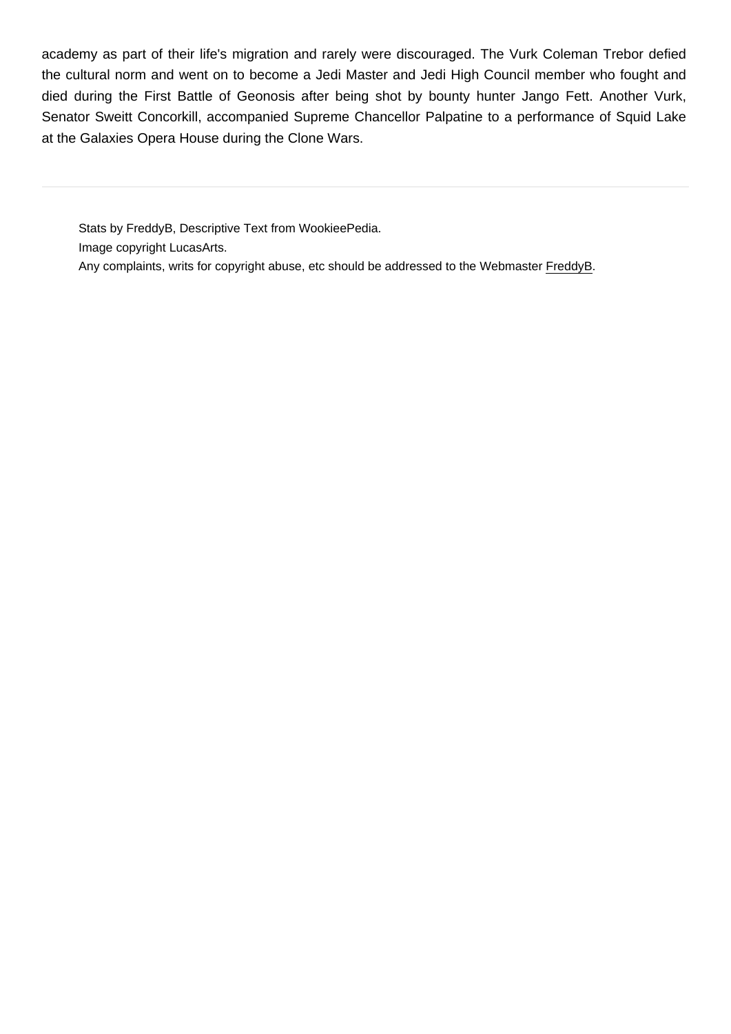academy as part of their life's migration and rarely were discouraged. The Vurk Coleman Trebor defied the cultural norm and went on to become a Jedi Master and Jedi High Council member who fought and died during the First Battle of Geonosis after being shot by bounty hunter Jango Fett. Another Vurk, Senator Sweitt Concorkill, accompanied Supreme Chancellor Palpatine to a performance of Squid Lake at the Galaxies Opera House during the Clone Wars.

---

Stats by FreddyB, Descriptive Text from WookieePedia.

Image copyright LucasArts.

Any complaints, writs for copyright abuse, etc should be addressed to the Webmaster FreddyB.